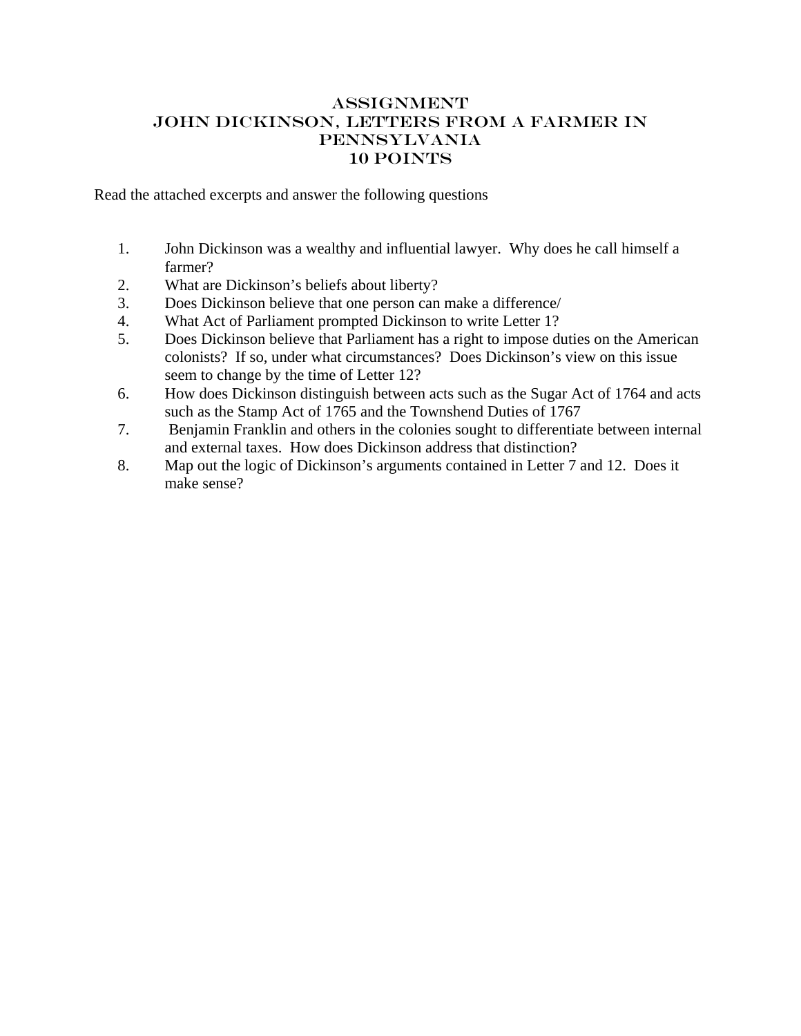# Assignment
# John Dickinson, Letters from a Farmer in Pennsylvania
# 10 Points

Read the attached excerpts and answer the following questions

1. John Dickinson was a wealthy and influential lawyer. Why does he call himself a farmer?
2. What are Dickinson's beliefs about liberty?
3. Does Dickinson believe that one person can make a difference/
4. What Act of Parliament prompted Dickinson to write Letter 1?
5. Does Dickinson believe that Parliament has a right to impose duties on the American colonists? If so, under what circumstances? Does Dickinson's view on this issue seem to change by the time of Letter 12?
6. How does Dickinson distinguish between acts such as the Sugar Act of 1764 and acts such as the Stamp Act of 1765 and the Townshend Duties of 1767
7. Benjamin Franklin and others in the colonies sought to differentiate between internal and external taxes. How does Dickinson address that distinction?
8. Map out the logic of Dickinson's arguments contained in Letter 7 and 12. Does it make sense?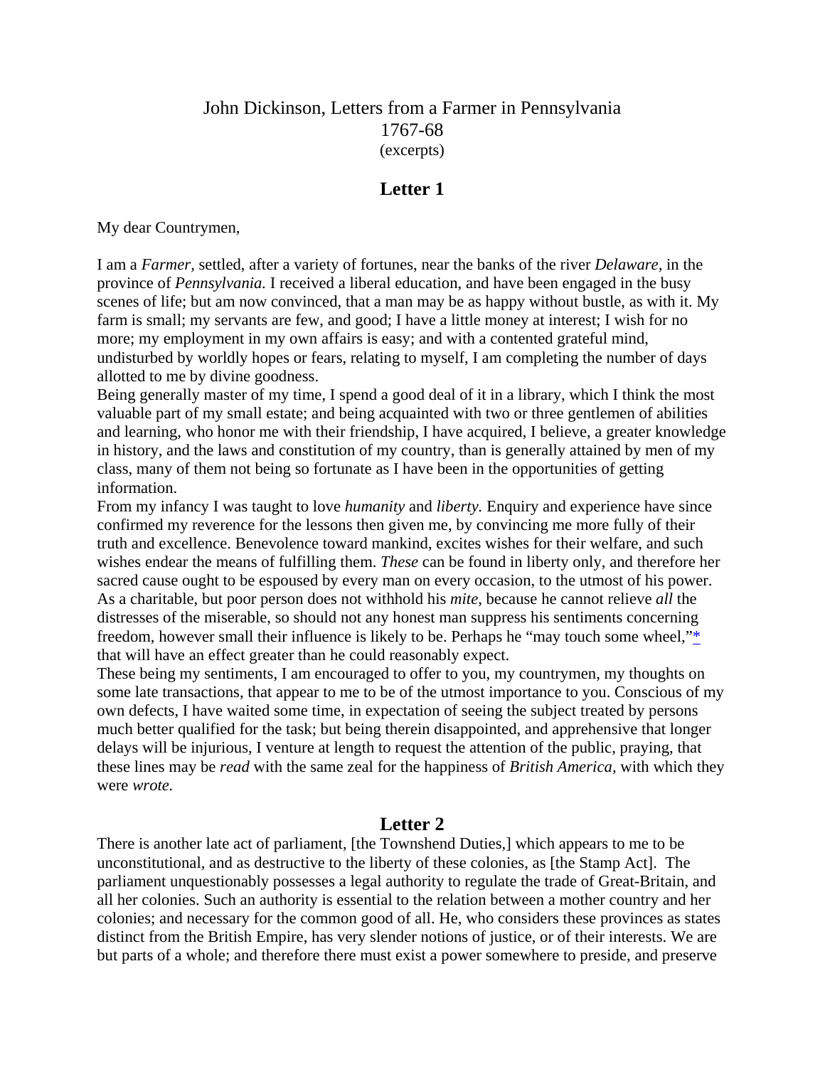John Dickinson, Letters from a Farmer in Pennsylvania
1767-68
(excerpts)

## Letter 1

My dear Countrymen,

I am a *Farmer,* settled, after a variety of fortunes, near the banks of the river *Delaware,* in the province of *Pennsylvania.* I received a liberal education, and have been engaged in the busy scenes of life; but am now convinced, that a man may be as happy without bustle, as with it. My farm is small; my servants are few, and good; I have a little money at interest; I wish for no more; my employment in my own affairs is easy; and with a contented grateful mind, undisturbed by worldly hopes or fears, relating to myself, I am completing the number of days allotted to me by divine goodness.

Being generally master of my time, I spend a good deal of it in a library, which I think the most valuable part of my small estate; and being acquainted with two or three gentlemen of abilities and learning, who honor me with their friendship, I have acquired, I believe, a greater knowledge in history, and the laws and constitution of my country, than is generally attained by men of my class, many of them not being so fortunate as I have been in the opportunities of getting information.

From my infancy I was taught to love *humanity* and *liberty.* Enquiry and experience have since confirmed my reverence for the lessons then given me, by convincing me more fully of their truth and excellence. Benevolence toward mankind, excites wishes for their welfare, and such wishes endear the means of fulfilling them. *These* can be found in liberty only, and therefore her sacred cause ought to be espoused by every man on every occasion, to the utmost of his power. As a charitable, but poor person does not withhold his *mite,* because he cannot relieve *all* the distresses of the miserable, so should not any honest man suppress his sentiments concerning freedom, however small their influence is likely to be. Perhaps he "may touch some wheel,"* that will have an effect greater than he could reasonably expect.

These being my sentiments, I am encouraged to offer to you, my countrymen, my thoughts on some late transactions, that appear to me to be of the utmost importance to you. Conscious of my own defects, I have waited some time, in expectation of seeing the subject treated by persons much better qualified for the task; but being therein disappointed, and apprehensive that longer delays will be injurious, I venture at length to request the attention of the public, praying, that these lines may be *read* with the same zeal for the happiness of *British America,* with which they were *wrote.*

## Letter 2

There is another late act of parliament, [the Townshend Duties,] which appears to me to be unconstitutional, and as destructive to the liberty of these colonies, as [the Stamp Act]. The parliament unquestionably possesses a legal authority to regulate the trade of Great-Britain, and all her colonies. Such an authority is essential to the relation between a mother country and her colonies; and necessary for the common good of all. He, who considers these provinces as states distinct from the British Empire, has very slender notions of justice, or of their interests. We are but parts of a whole; and therefore there must exist a power somewhere to preside, and preserve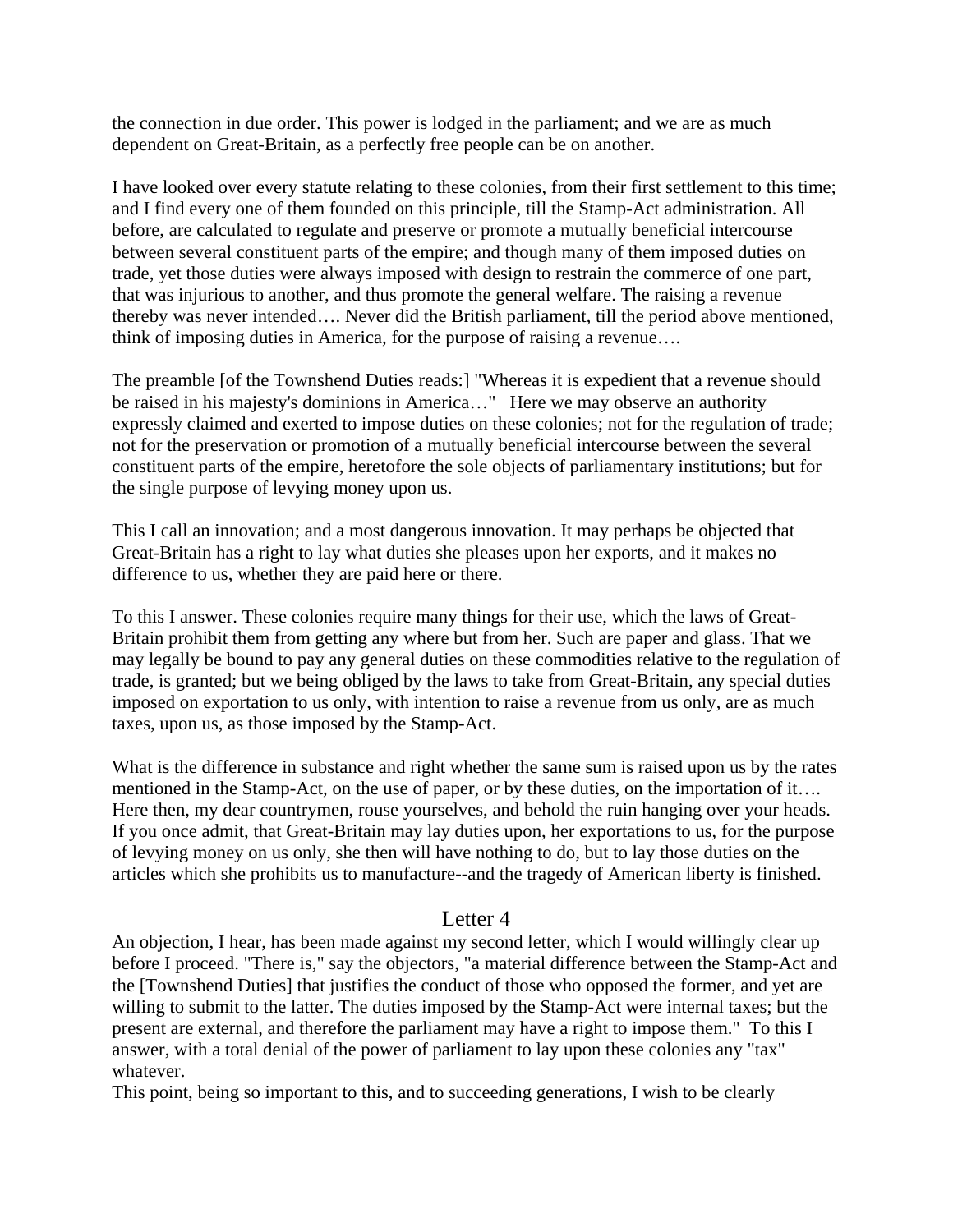the connection in due order. This power is lodged in the parliament; and we are as much dependent on Great-Britain, as a perfectly free people can be on another.

I have looked over every statute relating to these colonies, from their first settlement to this time; and I find every one of them founded on this principle, till the Stamp-Act administration. All before, are calculated to regulate and preserve or promote a mutually beneficial intercourse between several constituent parts of the empire; and though many of them imposed duties on trade, yet those duties were always imposed with design to restrain the commerce of one part, that was injurious to another, and thus promote the general welfare. The raising a revenue thereby was never intended…. Never did the British parliament, till the period above mentioned, think of imposing duties in America, for the purpose of raising a revenue….

The preamble [of the Townshend Duties reads:] "Whereas it is expedient that a revenue should be raised in his majesty's dominions in America…" Here we may observe an authority expressly claimed and exerted to impose duties on these colonies; not for the regulation of trade; not for the preservation or promotion of a mutually beneficial intercourse between the several constituent parts of the empire, heretofore the sole objects of parliamentary institutions; but for the single purpose of levying money upon us.

This I call an innovation; and a most dangerous innovation. It may perhaps be objected that Great-Britain has a right to lay what duties she pleases upon her exports, and it makes no difference to us, whether they are paid here or there.

To this I answer. These colonies require many things for their use, which the laws of Great-Britain prohibit them from getting any where but from her. Such are paper and glass. That we may legally be bound to pay any general duties on these commodities relative to the regulation of trade, is granted; but we being obliged by the laws to take from Great-Britain, any special duties imposed on exportation to us only, with intention to raise a revenue from us only, are as much taxes, upon us, as those imposed by the Stamp-Act.

What is the difference in substance and right whether the same sum is raised upon us by the rates mentioned in the Stamp-Act, on the use of paper, or by these duties, on the importation of it…. Here then, my dear countrymen, rouse yourselves, and behold the ruin hanging over your heads. If you once admit, that Great-Britain may lay duties upon, her exportations to us, for the purpose of levying money on us only, she then will have nothing to do, but to lay those duties on the articles which she prohibits us to manufacture--and the tragedy of American liberty is finished.

## Letter 4

An objection, I hear, has been made against my second letter, which I would willingly clear up before I proceed. "There is," say the objectors, "a material difference between the Stamp-Act and the [Townshend Duties] that justifies the conduct of those who opposed the former, and yet are willing to submit to the latter. The duties imposed by the Stamp-Act were internal taxes; but the present are external, and therefore the parliament may have a right to impose them." To this I answer, with a total denial of the power of parliament to lay upon these colonies any "tax" whatever.

This point, being so important to this, and to succeeding generations, I wish to be clearly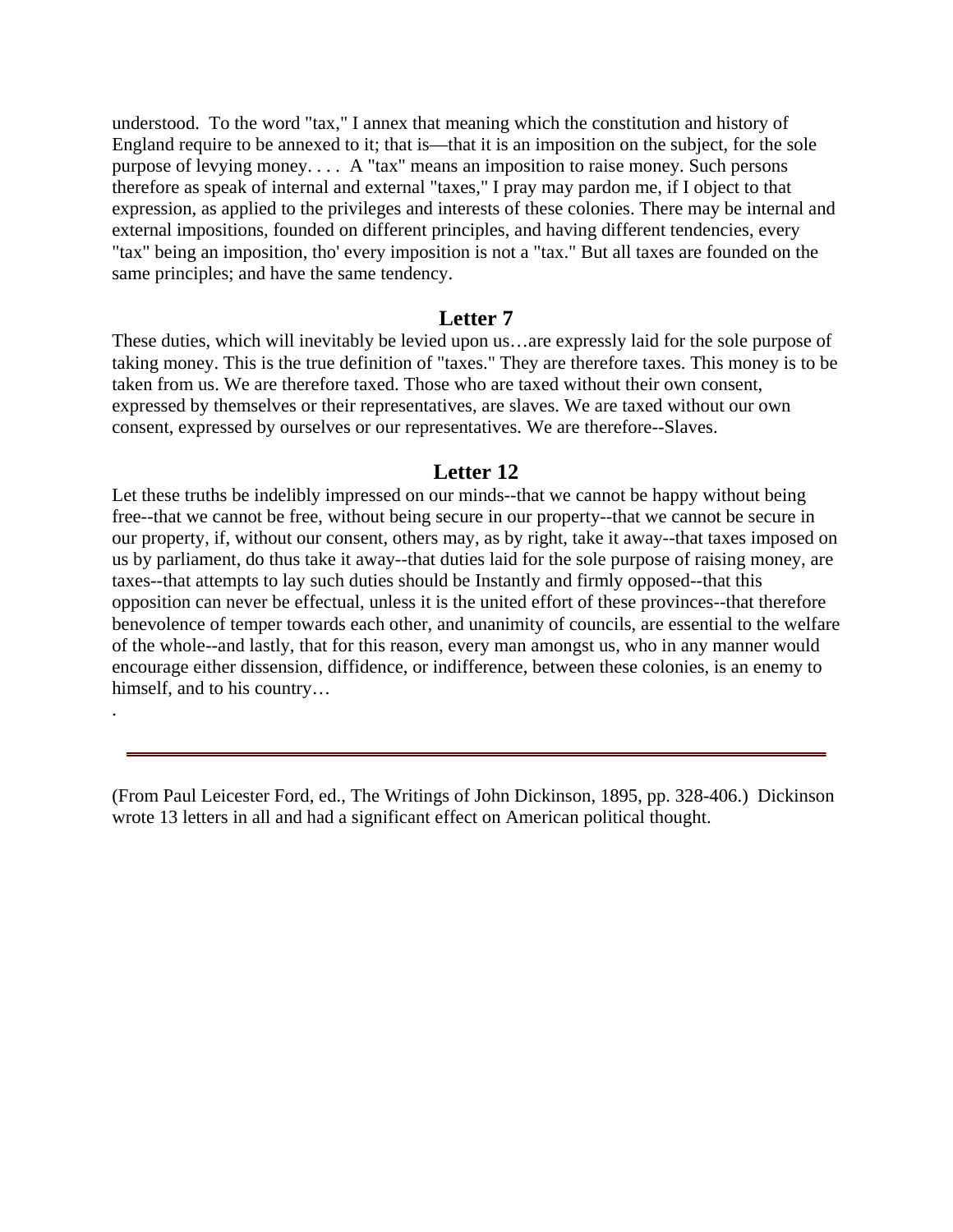understood. To the word "tax," I annex that meaning which the constitution and history of England require to be annexed to it; that is—that it is an imposition on the subject, for the sole purpose of levying money. . . . A "tax" means an imposition to raise money. Such persons therefore as speak of internal and external "taxes," I pray may pardon me, if I object to that expression, as applied to the privileges and interests of these colonies. There may be internal and external impositions, founded on different principles, and having different tendencies, every "tax" being an imposition, tho' every imposition is not a "tax." But all taxes are founded on the same principles; and have the same tendency.

## Letter 7

These duties, which will inevitably be levied upon us…are expressly laid for the sole purpose of taking money. This is the true definition of "taxes." They are therefore taxes. This money is to be taken from us. We are therefore taxed. Those who are taxed without their own consent, expressed by themselves or their representatives, are slaves. We are taxed without our own consent, expressed by ourselves or our representatives. We are therefore--Slaves.

## Letter 12

Let these truths be indelibly impressed on our minds--that we cannot be happy without being free--that we cannot be free, without being secure in our property--that we cannot be secure in our property, if, without our consent, others may, as by right, take it away--that taxes imposed on us by parliament, do thus take it away--that duties laid for the sole purpose of raising money, are taxes--that attempts to lay such duties should be Instantly and firmly opposed--that this opposition can never be effectual, unless it is the united effort of these provinces--that therefore benevolence of temper towards each other, and unanimity of councils, are essential to the welfare of the whole--and lastly, that for this reason, every man amongst us, who in any manner would encourage either dissension, diffidence, or indifference, between these colonies, is an enemy to himself, and to his country…

.

---

(From Paul Leicester Ford, ed., The Writings of John Dickinson, 1895, pp. 328-406.) Dickinson wrote 13 letters in all and had a significant effect on American political thought.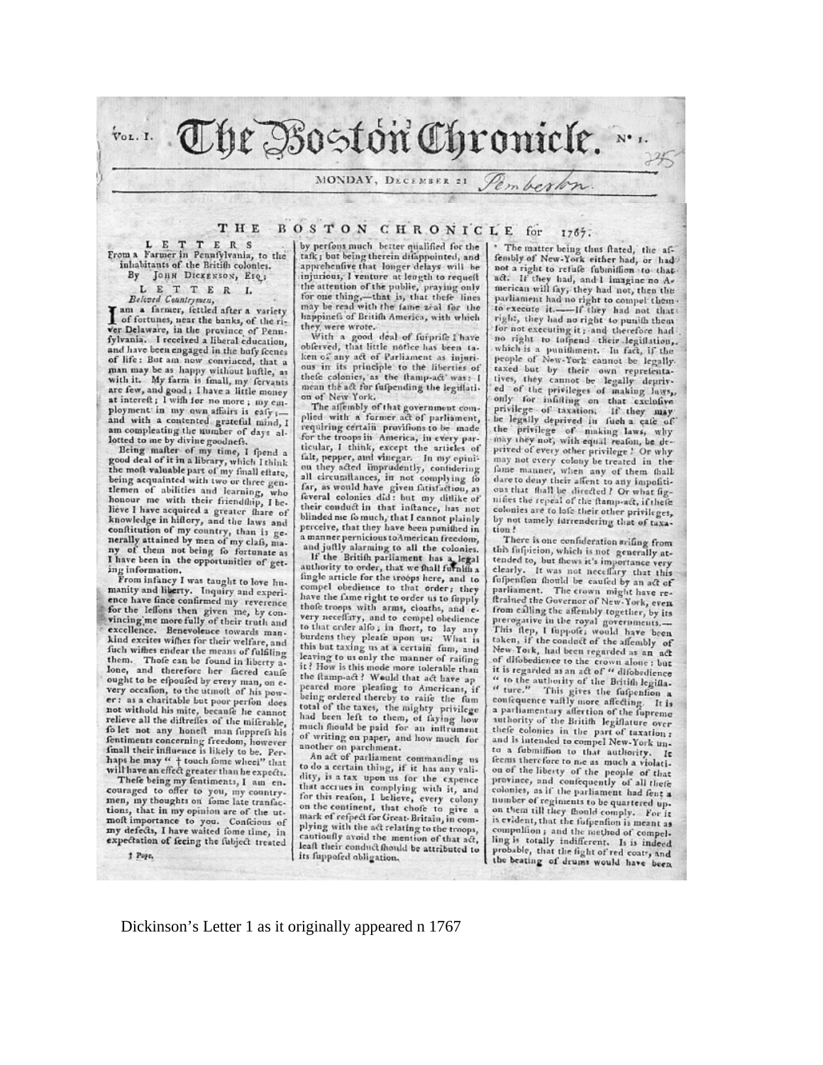VOL. I. **The Boston Chronicle.** N° I.

MONDAY, DECEMBER 21 Pemberton.

# THE BOSTON CHRONICLE for 1767.

## LETTERS

From a Farmer in Pennsylvania, to the inhabitants of the British colonies.

By JOHN DICKENSON, ESQ;

### LETTER I.

*Beloved Countrymen,*

I am a farmer, settled after a variety of fortunes, near the banks, of the river Delaware, in the province of Pennsylvania. I received a liberal education, and have been engaged in the busy scenes of life: But am now convinced, that a man may be as happy without bustle, as with it. My farm is small, my servants are few, and good; I have a little money at interest; I wish for no more; my employment in my own affairs is easy;—and with a contented grateful mind, I am compleating the number of days allotted to me by divine goodness.

Being master of my time, I spend a good deal of it in a library, which I think the most valuable part of my small estate, being acquainted with two or three gentlemen of abilities and learning, who honour me with their friendship, I believe I have acquired a greater share of knowledge in history, and the laws and constitution of my country, than is generally attained by men of my class, many of them not being so fortunate as I have been in the opportunities of getting information.

From infancy I was taught to love humanity and liberty. Inquiry and experience have since confirmed my reverence for the lessons then given me, by convincing me more fully of their truth and excellence. Benevolence towards mankind excites wishes for their welfare, and such wishes endear the means of fulfilling them. Those can be found in liberty alone, and therefore her sacred cause ought to be espoused by every man, on every occasion, to the utmost of his power: as a charitable but poor person does not withold his mite, because he cannot relieve all the distresses of the miserable, so let not any honest man suppress his sentiments concerning freedom, however small their influence is likely to be. Perhaps he may "† touch some wheel" that will have an effect greater than he expects.

These being my sentiments, I am encouraged to offer to you, my countrymen, my thoughts on some late transactions, that in my opinion are of the utmost importance to you. Conscious of my defects, I have waited some time, in expectation of seeing the subject treated by persons much better qualified for the task; but being therein disappointed, and apprehensive that longer delays will be injurious, I venture at length to request the attention of the public, praying only for one thing,—that is, that these lines may be read with the same zeal for the happiness of British America, with which they were wrote.

With a good deal of surprise I have observed, that little notice has been taken of any act of Parliament as injurious in its principle to the liberties of these colonies, as the stamp-act was: I mean the act for suspending the legislation of New York.

The assembly of that government complied with a former act of parliament, requiring certain provisions to be made for the troops in America, in every particular, I think, except the articles of salt, pepper, and vinegar. In my opinion they acted imprudently, considering all circumstances, in not complying so far, as would have given satisfaction, as several colonies did: but my dislike of their conduct in that instance, has not blinded me so much, that I cannot plainly perceive, that they have been punished in a manner pernicious to American freedom, and justly alarming to all the colonies.

If the British parliament has a legal authority to order, that we shall furnish a single article for the troops here, and to compel obedience to that order; they have the same right to order us to supply those troops with arms, cloaths, and every necessary, and to compel obedience to that order also; in short, to lay any burdens they please upon us. What is this but taxing us at a certain sum, and leaving to us only the manner of raising it? How is this mode more tolerable than the stamp-act? Would that act have appeared more pleasing to Americans, if being ordered thereby to raise the sum total of the taxes, the mighty privilege had been left to them, of saying how much should be paid for an instrument of writing on paper, and how much for another on parchment.

An act of parliament commanding us to do a certain thing, if it has any validity, is a tax upon us for the expence that accrues in complying with it, and for this reason, I believe, every colony on the continent, that chose to give a mark of respect for Great-Britain, in complying with the act relating to the troops, cautiously avoid the mention of that act, least their conduct should be attributed to its supposed obligation.

The matter being thus stated, the assembly of New-York either had, or had not a right to refuse submission to that act. If they had, and I imagine no American will say, they had not, then the parliament had no right to compel them to execute it.——If they had not that right, they had no right to punish them for not executing it; and therefore had no right to suspend their legislation, which is a punishment. In fact, if the people of New-York cannot be legally taxed but by their own representatives, they cannot be legally deprived of the privileges of making laws, only for insisting on that exclusive privilege of taxation. If they may be legally deprived in such a case of the privilege of making laws, why may they not, with equal reason, be deprived of every other privilege? Or why may not every colony be treated in the same manner, when any of them shall dare to deny their assent to any impositions that shall be directed? Or what signifies the repeal of the stamp-act, if these colonies are to lose their other privileges, by not tamely surrendering that of taxation?

There is one consideration arising from this suspicion, which is not generally attended to, but shews it's importance very clearly. It was not necessary that this suspension should be caused by an act of parliament. The crown might have restrained the Governor of New-York, even from calling the assembly together, by its prerogative in the royal governments.—This step, I suppose, would have been taken, if the conduct of the assembly of New-York, had been regarded as an act of disobedience to the crown alone: but it is regarded as an act of "disobedience "to the authority of the British legislature." This gives the suspension a consequence vastly more affecting. It is a parliamentary assertion of the supreme authority of the British legislature over these colonies in the part of taxation: and is intended to compel New-York unto a submission to that authority. It seems therefore to me as much a violation of the liberty of the people of that province, and consequently of all these colonies, as if the parliament had sent a number of regiments to be quartered upon them till they should comply. For it is evident, that the suspension is meant as compulsion; and the method of compelling is totally indifferent. Is is indeed probable, that the sight of red coats, and the beating of drums would have been

† Pope.

Dickinson's Letter 1 as it originally appeared n 1767